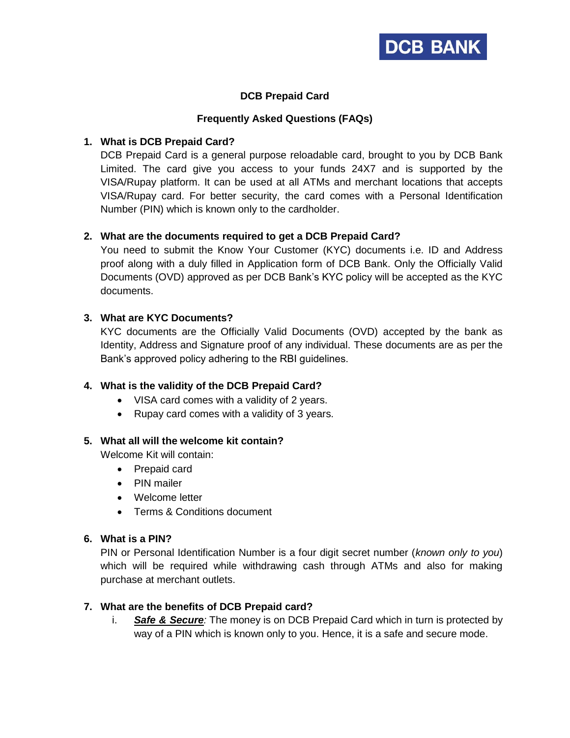DCB BANK

# DCB Prepaid Card

## Frequently Asked Questions (FAQs)

1. **What is DCB Prepaid Card?**
   DCB Prepaid Card is a general purpose reloadable card, brought to you by DCB Bank Limited. The card give you access to your funds 24X7 and is supported by the VISA/Rupay platform. It can be used at all ATMs and merchant locations that accepts VISA/Rupay card. For better security, the card comes with a Personal Identification Number (PIN) which is known only to the cardholder.

2. **What are the documents required to get a DCB Prepaid Card?**
   You need to submit the Know Your Customer (KYC) documents i.e. ID and Address proof along with a duly filled in Application form of DCB Bank. Only the Officially Valid Documents (OVD) approved as per DCB Bank's KYC policy will be accepted as the KYC documents.

3. **What are KYC Documents?**
   KYC documents are the Officially Valid Documents (OVD) accepted by the bank as Identity, Address and Signature proof of any individual. These documents are as per the Bank's approved policy adhering to the RBI guidelines.

4. **What is the validity of the DCB Prepaid Card?**
   - VISA card comes with a validity of 2 years.
   - Rupay card comes with a validity of 3 years.

5. **What all will the welcome kit contain?**
   Welcome Kit will contain:
   - Prepaid card
   - PIN mailer
   - Welcome letter
   - Terms & Conditions document

6. **What is a PIN?**
   PIN or Personal Identification Number is a four digit secret number (*known only to you*) which will be required while withdrawing cash through ATMs and also for making purchase at merchant outlets.

7. **What are the benefits of DCB Prepaid card?**
   i. ***Safe & Secure****:* The money is on DCB Prepaid Card which in turn is protected by way of a PIN which is known only to you. Hence, it is a safe and secure mode.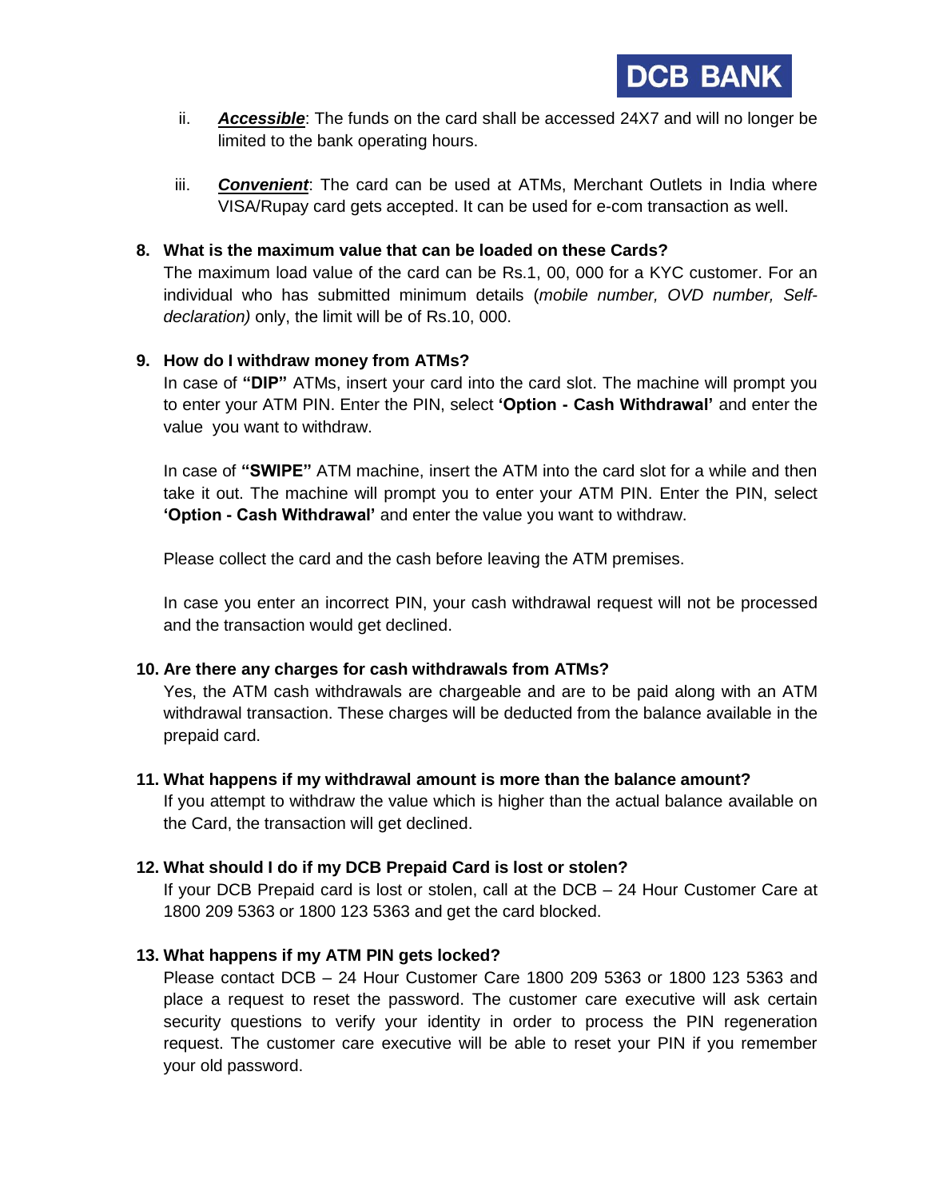ii. ***Accessible***: The funds on the card shall be accessed 24X7 and will no longer be limited to the bank operating hours.

iii. ***Convenient***: The card can be used at ATMs, Merchant Outlets in India where VISA/Rupay card gets accepted. It can be used for e-com transaction as well.

**8. What is the maximum value that can be loaded on these Cards?**

The maximum load value of the card can be Rs.1, 00, 000 for a KYC customer. For an individual who has submitted minimum details (*mobile number, OVD number, Self-declaration)* only, the limit will be of Rs.10, 000.

**9. How do I withdraw money from ATMs?**

In case of **"DIP"** ATMs, insert your card into the card slot. The machine will prompt you to enter your ATM PIN. Enter the PIN, select **'Option - Cash Withdrawal'** and enter the value you want to withdraw.

In case of **"SWIPE"** ATM machine, insert the ATM into the card slot for a while and then take it out. The machine will prompt you to enter your ATM PIN. Enter the PIN, select **'Option - Cash Withdrawal'** and enter the value you want to withdraw.

Please collect the card and the cash before leaving the ATM premises.

In case you enter an incorrect PIN, your cash withdrawal request will not be processed and the transaction would get declined.

**10. Are there any charges for cash withdrawals from ATMs?**

Yes, the ATM cash withdrawals are chargeable and are to be paid along with an ATM withdrawal transaction. These charges will be deducted from the balance available in the prepaid card.

**11. What happens if my withdrawal amount is more than the balance amount?**

If you attempt to withdraw the value which is higher than the actual balance available on the Card, the transaction will get declined.

**12. What should I do if my DCB Prepaid Card is lost or stolen?**

If your DCB Prepaid card is lost or stolen, call at the DCB – 24 Hour Customer Care at 1800 209 5363 or 1800 123 5363 and get the card blocked.

**13. What happens if my ATM PIN gets locked?**

Please contact DCB – 24 Hour Customer Care 1800 209 5363 or 1800 123 5363 and place a request to reset the password. The customer care executive will ask certain security questions to verify your identity in order to process the PIN regeneration request. The customer care executive will be able to reset your PIN if you remember your old password.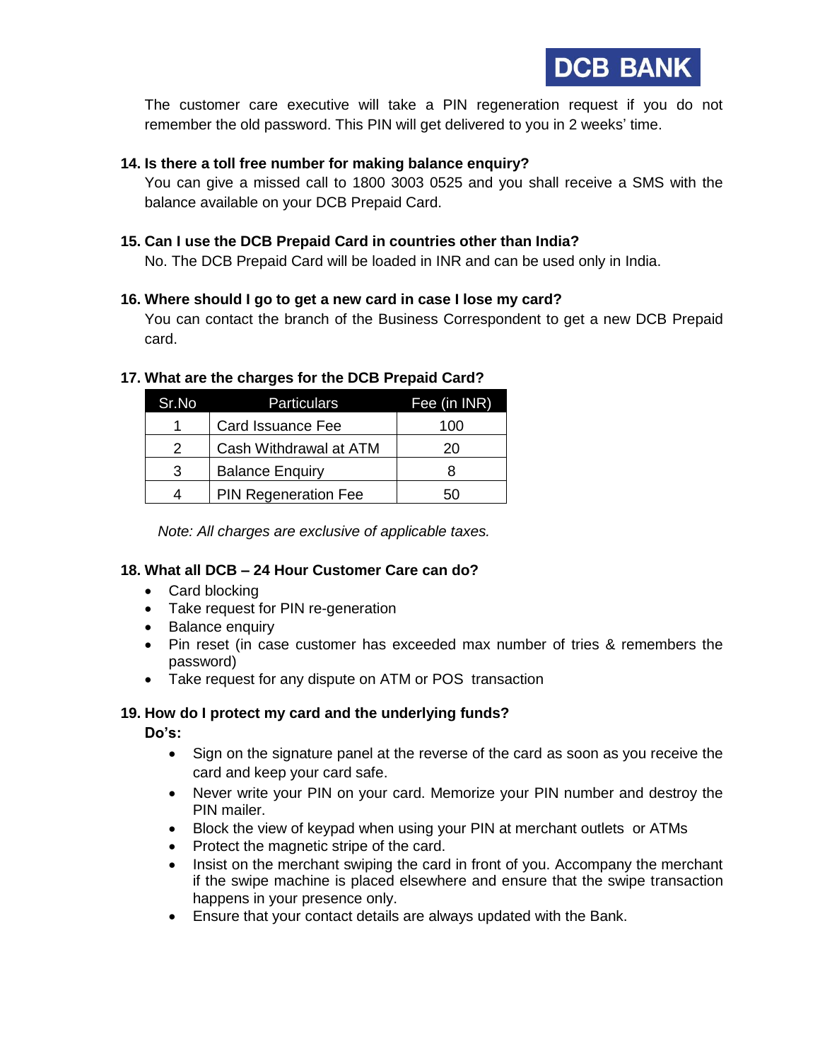The customer care executive will take a PIN regeneration request if you do not remember the old password. This PIN will get delivered to you in 2 weeks' time.

**14. Is there a toll free number for making balance enquiry?**

You can give a missed call to 1800 3003 0525 and you shall receive a SMS with the balance available on your DCB Prepaid Card.

**15. Can I use the DCB Prepaid Card in countries other than India?**

No. The DCB Prepaid Card will be loaded in INR and can be used only in India.

**16. Where should I go to get a new card in case I lose my card?**

You can contact the branch of the Business Correspondent to get a new DCB Prepaid card.

**17. What are the charges for the DCB Prepaid Card?**

| Sr.No | Particulars | Fee (in INR) |
|---|---|---|
| 1 | Card Issuance Fee | 100 |
| 2 | Cash Withdrawal at ATM | 20 |
| 3 | Balance Enquiry | 8 |
| 4 | PIN Regeneration Fee | 50 |

*Note: All charges are exclusive of applicable taxes.*

**18. What all DCB – 24 Hour Customer Care can do?**

- Card blocking
- Take request for PIN re-generation
- Balance enquiry
- Pin reset (in case customer has exceeded max number of tries & remembers the password)
- Take request for any dispute on ATM or POS transaction

**19. How do I protect my card and the underlying funds?**

**Do's:**

- Sign on the signature panel at the reverse of the card as soon as you receive the card and keep your card safe.
- Never write your PIN on your card. Memorize your PIN number and destroy the PIN mailer.
- Block the view of keypad when using your PIN at merchant outlets or ATMs
- Protect the magnetic stripe of the card.
- Insist on the merchant swiping the card in front of you. Accompany the merchant if the swipe machine is placed elsewhere and ensure that the swipe transaction happens in your presence only.
- Ensure that your contact details are always updated with the Bank.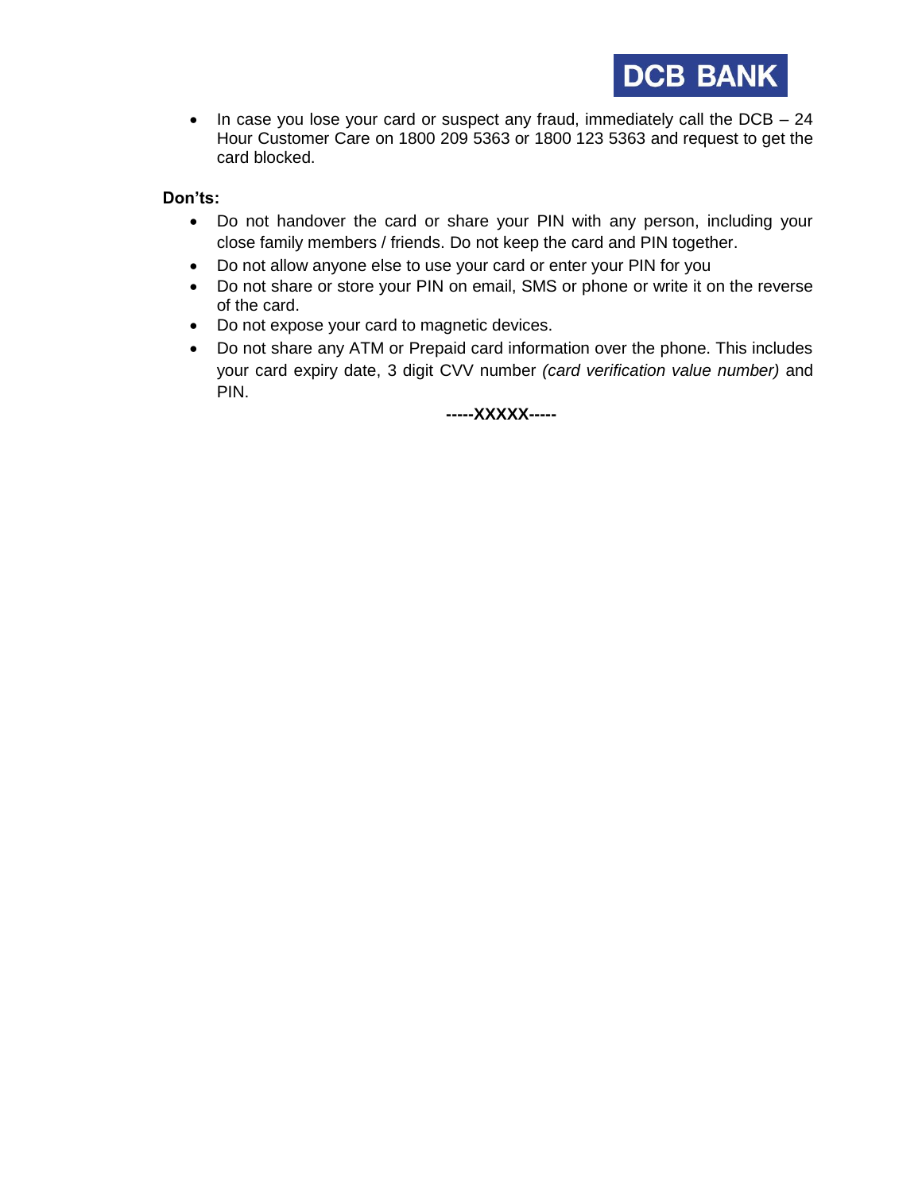- In case you lose your card or suspect any fraud, immediately call the DCB – 24 Hour Customer Care on 1800 209 5363 or 1800 123 5363 and request to get the card blocked.

**Don'ts:**

- Do not handover the card or share your PIN with any person, including your close family members / friends. Do not keep the card and PIN together.
- Do not allow anyone else to use your card or enter your PIN for you
- Do not share or store your PIN on email, SMS or phone or write it on the reverse of the card.
- Do not expose your card to magnetic devices.
- Do not share any ATM or Prepaid card information over the phone. This includes your card expiry date, 3 digit CVV number *(card verification value number)* and PIN.

**-----XXXXX-----**